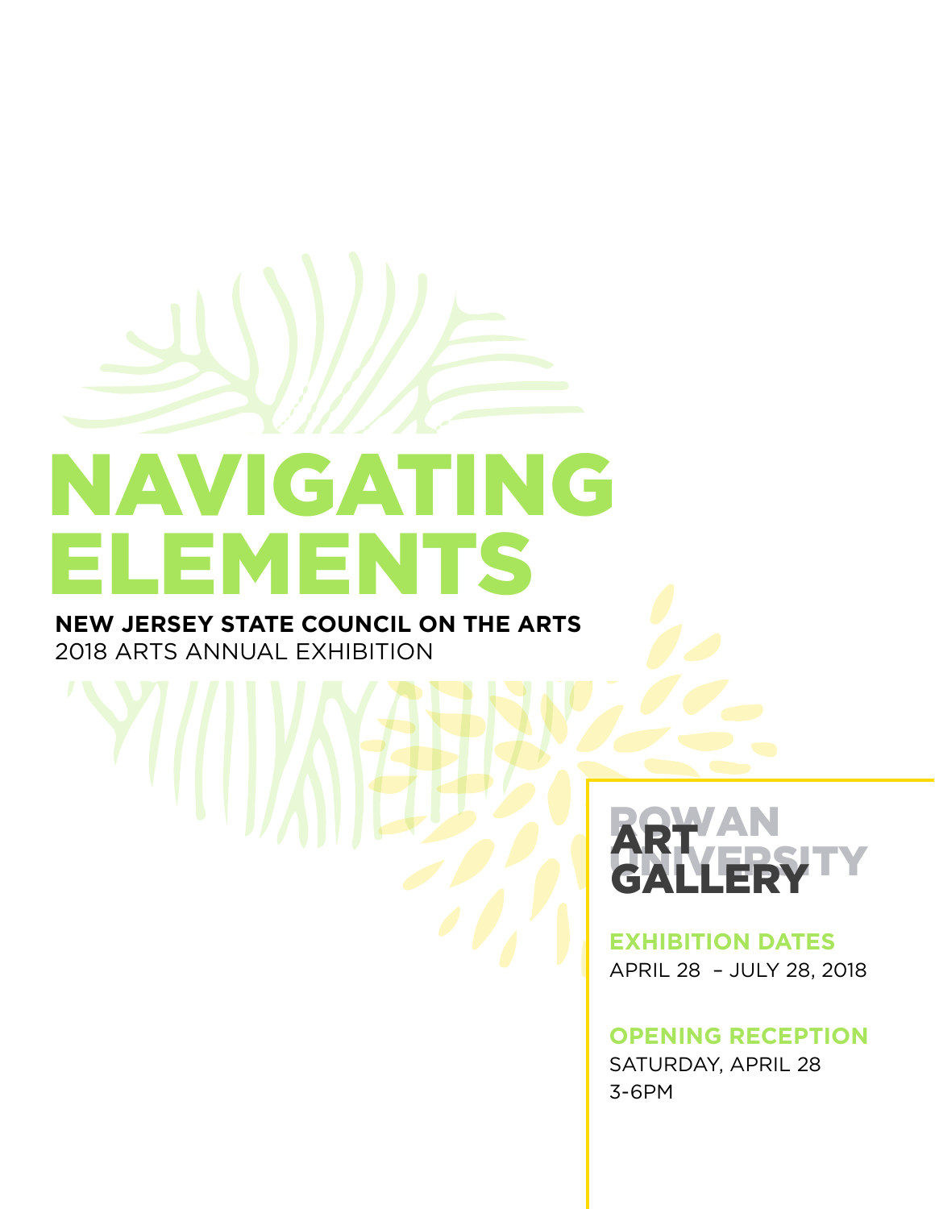# NAVIGATING ELEMENTS

**NEW JERSEY STATE COUNCIL ON THE ARTS**

2018 ARTS ANNUAL EXHIBITION

ROWAN UNIVERSITY ART GALLERY

**EXHIBITION DATES**

APRIL 28 – JULY 28, 2018

**OPENING RECEPTION**

SATURDAY, APRIL 28

3-6PM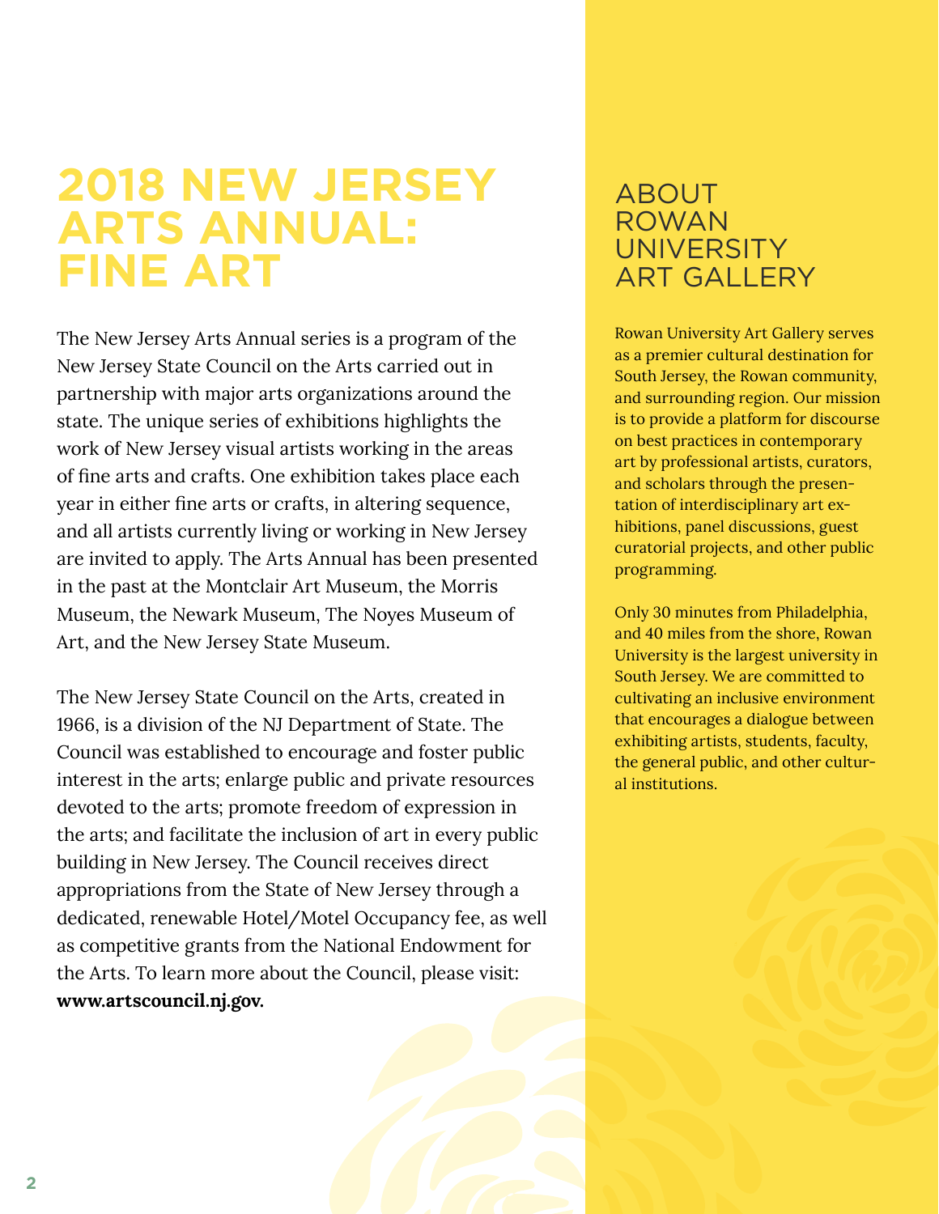# 2018 NEW JERSEY ARTS ANNUAL: FINE ART

The New Jersey Arts Annual series is a program of the New Jersey State Council on the Arts carried out in partnership with major arts organizations around the state. The unique series of exhibitions highlights the work of New Jersey visual artists working in the areas of fine arts and crafts. One exhibition takes place each year in either fine arts or crafts, in altering sequence, and all artists currently living or working in New Jersey are invited to apply. The Arts Annual has been presented in the past at the Montclair Art Museum, the Morris Museum, the Newark Museum, The Noyes Museum of Art, and the New Jersey State Museum.

The New Jersey State Council on the Arts, created in 1966, is a division of the NJ Department of State. The Council was established to encourage and foster public interest in the arts; enlarge public and private resources devoted to the arts; promote freedom of expression in the arts; and facilitate the inclusion of art in every public building in New Jersey. The Council receives direct appropriations from the State of New Jersey through a dedicated, renewable Hotel/Motel Occupancy fee, as well as competitive grants from the National Endowment for the Arts. To learn more about the Council, please visit: **www.artscouncil.nj.gov.**

## ABOUT ROWAN UNIVERSITY ART GALLERY

Rowan University Art Gallery serves as a premier cultural destination for South Jersey, the Rowan community, and surrounding region. Our mission is to provide a platform for discourse on best practices in contemporary art by professional artists, curators, and scholars through the presentation of interdisciplinary art exhibitions, panel discussions, guest curatorial projects, and other public programming.

Only 30 minutes from Philadelphia, and 40 miles from the shore, Rowan University is the largest university in South Jersey. We are committed to cultivating an inclusive environment that encourages a dialogue between exhibiting artists, students, faculty, the general public, and other cultural institutions.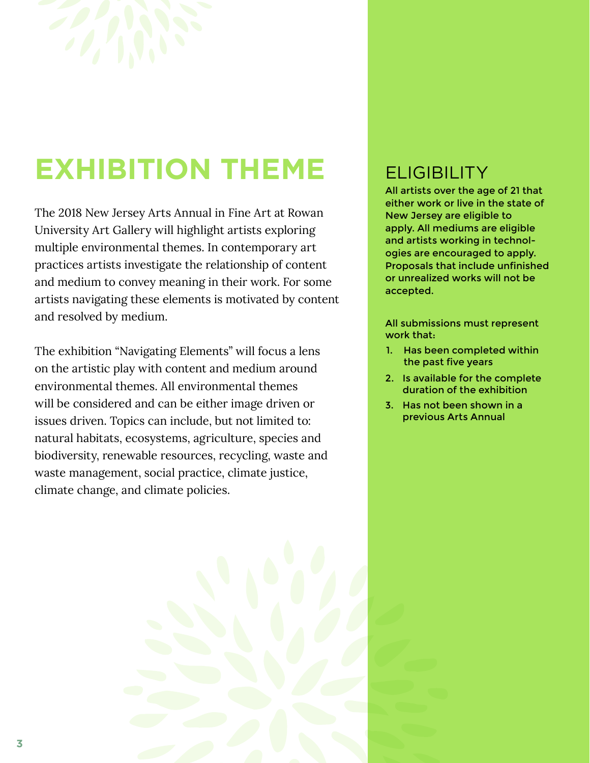# EXHIBITION THEME

The 2018 New Jersey Arts Annual in Fine Art at Rowan University Art Gallery will highlight artists exploring multiple environmental themes. In contemporary art practices artists investigate the relationship of content and medium to convey meaning in their work. For some artists navigating these elements is motivated by content and resolved by medium.

The exhibition "Navigating Elements" will focus a lens on the artistic play with content and medium around environmental themes. All environmental themes will be considered and can be either image driven or issues driven. Topics can include, but not limited to: natural habitats, ecosystems, agriculture, species and biodiversity, renewable resources, recycling, waste and waste management, social practice, climate justice, climate change, and climate policies.

## ELIGIBILITY

All artists over the age of 21 that either work or live in the state of New Jersey are eligible to apply. All mediums are eligible and artists working in technologies are encouraged to apply. Proposals that include unfinished or unrealized works will not be accepted.

All submissions must represent work that:

1. Has been completed within the past five years
2. Is available for the complete duration of the exhibition
3. Has not been shown in a previous Arts Annual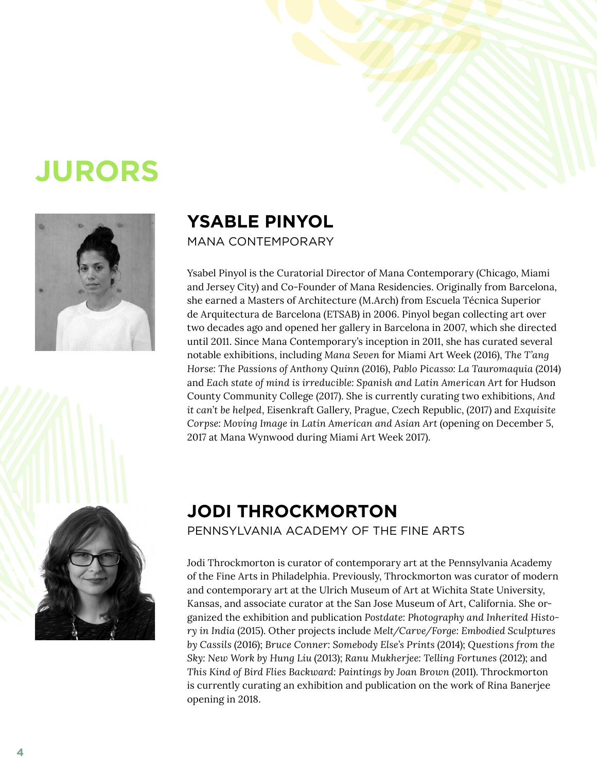# JURORS

## YSABLE PINYOL

MANA CONTEMPORARY

Ysabel Pinyol is the Curatorial Director of Mana Contemporary (Chicago, Miami and Jersey City) and Co-Founder of Mana Residencies. Originally from Barcelona, she earned a Masters of Architecture (M.Arch) from Escuela Técnica Superior de Arquitectura de Barcelona (ETSAB) in 2006. Pinyol began collecting art over two decades ago and opened her gallery in Barcelona in 2007, which she directed until 2011. Since Mana Contemporary's inception in 2011, she has curated several notable exhibitions, including *Mana Seven* for Miami Art Week (2016), *The T'ang Horse: The Passions of Anthony Quinn* (2016), *Pablo Picasso: La Tauromaquia* (2014) and *Each state of mind is irreducible: Spanish and Latin American Art* for Hudson County Community College (2017). She is currently curating two exhibitions, *And it can't be helped*, Eisenkraft Gallery, Prague, Czech Republic, (2017) and *Exquisite Corpse: Moving Image in Latin American and Asian Art* (opening on December 5, 2017 at Mana Wynwood during Miami Art Week 2017).

## JODI THROCKMORTON

PENNSYLVANIA ACADEMY OF THE FINE ARTS

Jodi Throckmorton is curator of contemporary art at the Pennsylvania Academy of the Fine Arts in Philadelphia. Previously, Throckmorton was curator of modern and contemporary art at the Ulrich Museum of Art at Wichita State University, Kansas, and associate curator at the San Jose Museum of Art, California. She organized the exhibition and publication *Postdate: Photography and Inherited History in India* (2015). Other projects include *Melt/Carve/Forge: Embodied Sculptures by Cassils* (2016); *Bruce Conner: Somebody Else's Prints* (2014); *Questions from the Sky: New Work by Hung Liu* (2013); *Ranu Mukherjee: Telling Fortunes* (2012); and *This Kind of Bird Flies Backward: Paintings by Joan Brown* (2011). Throckmorton is currently curating an exhibition and publication on the work of Rina Banerjee opening in 2018.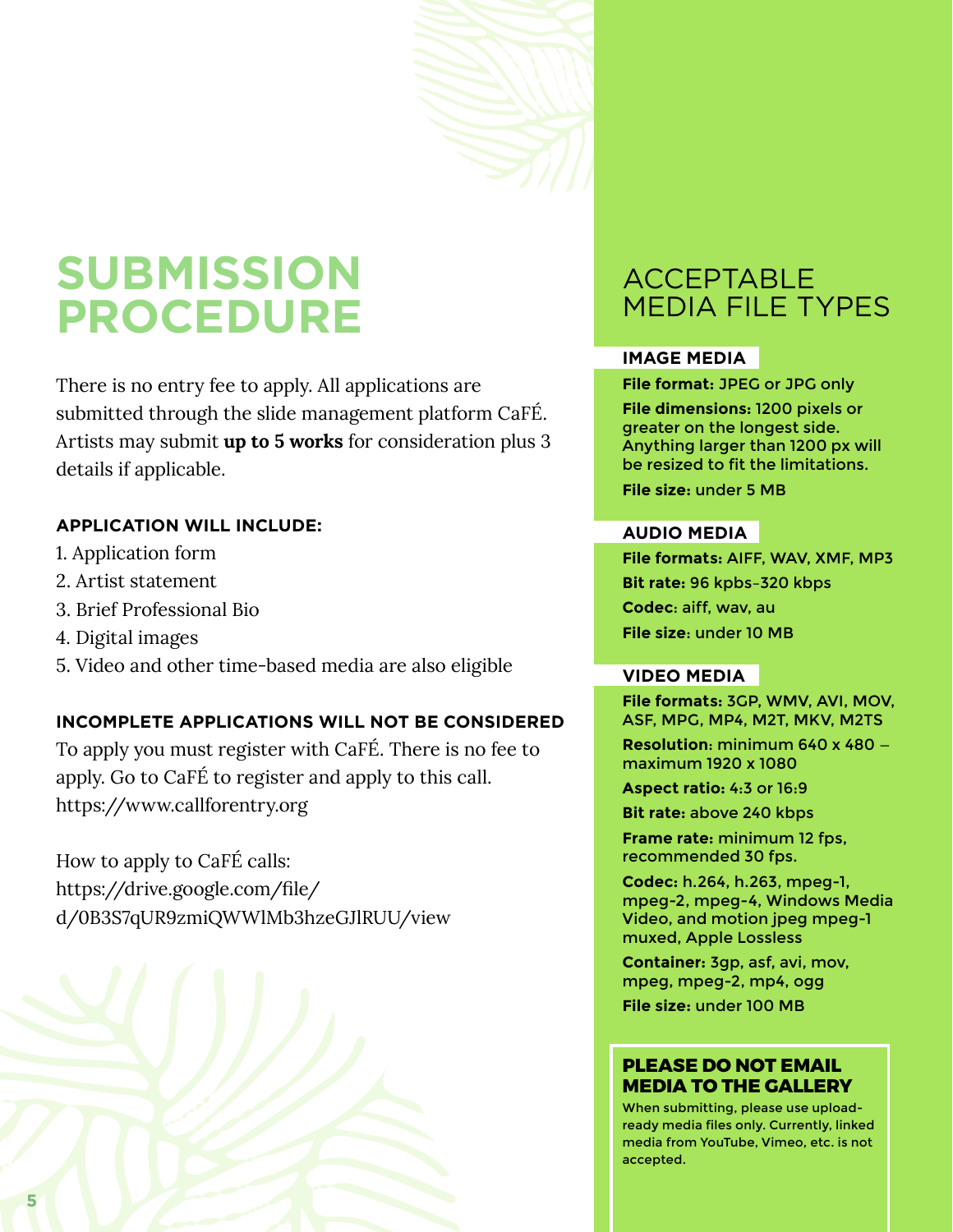# SUBMISSION PROCEDURE

There is no entry fee to apply. All applications are submitted through the slide management platform CaFÉ. Artists may submit **up to 5 works** for consideration plus 3 details if applicable.

**APPLICATION WILL INCLUDE:**

1. Application form
2. Artist statement
3. Brief Professional Bio
4. Digital images
5. Video and other time-based media are also eligible

**INCOMPLETE APPLICATIONS WILL NOT BE CONSIDERED**

To apply you must register with CaFÉ. There is no fee to apply. Go to CaFÉ to register and apply to this call. https://www.callforentry.org

How to apply to CaFÉ calls:
https://drive.google.com/file/d/0B3S7qUR9zmiQWWlMb3hzeGJlRUU/view

## ACCEPTABLE MEDIA FILE TYPES

### IMAGE MEDIA

**File format:** JPEG or JPG only

**File dimensions:** 1200 pixels or greater on the longest side. Anything larger than 1200 px will be resized to fit the limitations.

**File size:** under 5 MB

### AUDIO MEDIA

**File formats:** AIFF, WAV, XMF, MP3

**Bit rate:** 96 kpbs–320 kbps

**Codec:** aiff, wav, au

**File size:** under 10 MB

### VIDEO MEDIA

**File formats:** 3GP, WMV, AVI, MOV, ASF, MPG, MP4, M2T, MKV, M2TS

**Resolution:** minimum 640 x 480 – maximum 1920 x 1080

**Aspect ratio:** 4:3 or 16:9

**Bit rate:** above 240 kbps

**Frame rate:** minimum 12 fps, recommended 30 fps.

**Codec:** h.264, h.263, mpeg-1, mpeg-2, mpeg-4, Windows Media Video, and motion jpeg mpeg-1 muxed, Apple Lossless

**Container:** 3gp, asf, avi, mov, mpeg, mpeg-2, mp4, ogg

**File size:** under 100 MB

### PLEASE DO NOT EMAIL MEDIA TO THE GALLERY

When submitting, please use upload-ready media files only. Currently, linked media from YouTube, Vimeo, etc. is not accepted.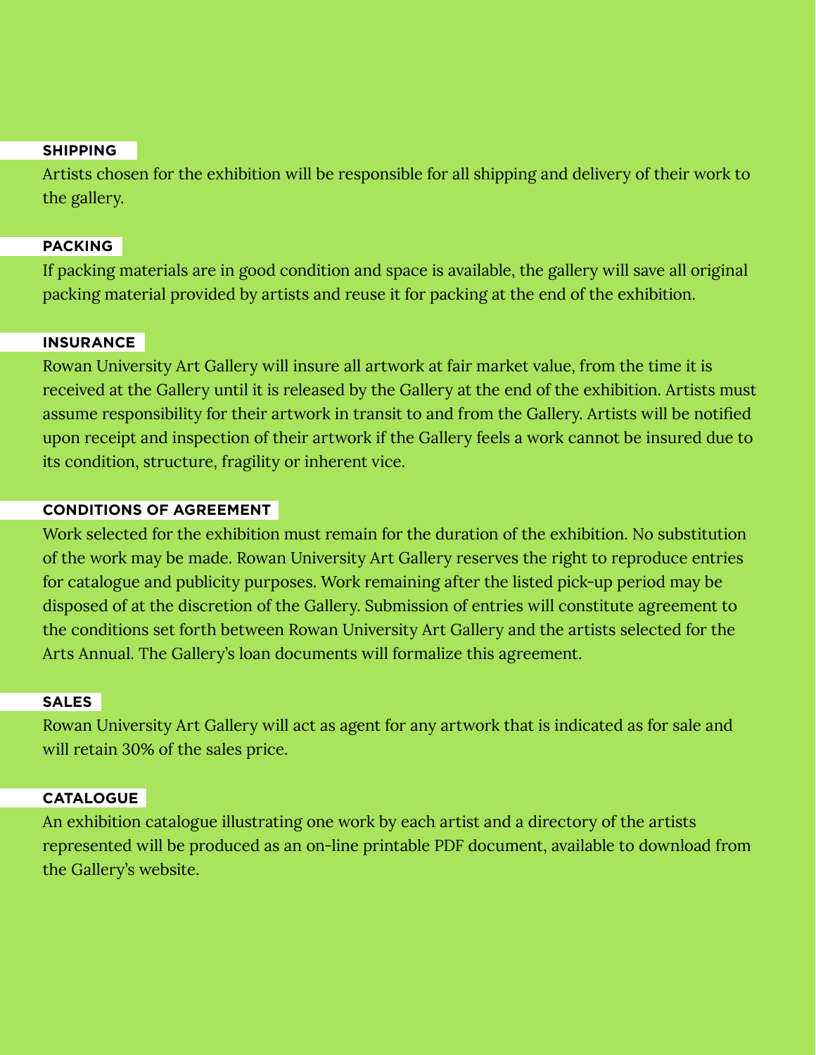## SHIPPING

Artists chosen for the exhibition will be responsible for all shipping and delivery of their work to the gallery.

## PACKING

If packing materials are in good condition and space is available, the gallery will save all original packing material provided by artists and reuse it for packing at the end of the exhibition.

## INSURANCE

Rowan University Art Gallery will insure all artwork at fair market value, from the time it is received at the Gallery until it is released by the Gallery at the end of the exhibition. Artists must assume responsibility for their artwork in transit to and from the Gallery. Artists will be notified upon receipt and inspection of their artwork if the Gallery feels a work cannot be insured due to its condition, structure, fragility or inherent vice.

## CONDITIONS OF AGREEMENT

Work selected for the exhibition must remain for the duration of the exhibition. No substitution of the work may be made. Rowan University Art Gallery reserves the right to reproduce entries for catalogue and publicity purposes. Work remaining after the listed pick-up period may be disposed of at the discretion of the Gallery. Submission of entries will constitute agreement to the conditions set forth between Rowan University Art Gallery and the artists selected for the Arts Annual. The Gallery's loan documents will formalize this agreement.

## SALES

Rowan University Art Gallery will act as agent for any artwork that is indicated as for sale and will retain 30% of the sales price.

## CATALOGUE

An exhibition catalogue illustrating one work by each artist and a directory of the artists represented will be produced as an on-line printable PDF document, available to download from the Gallery's website.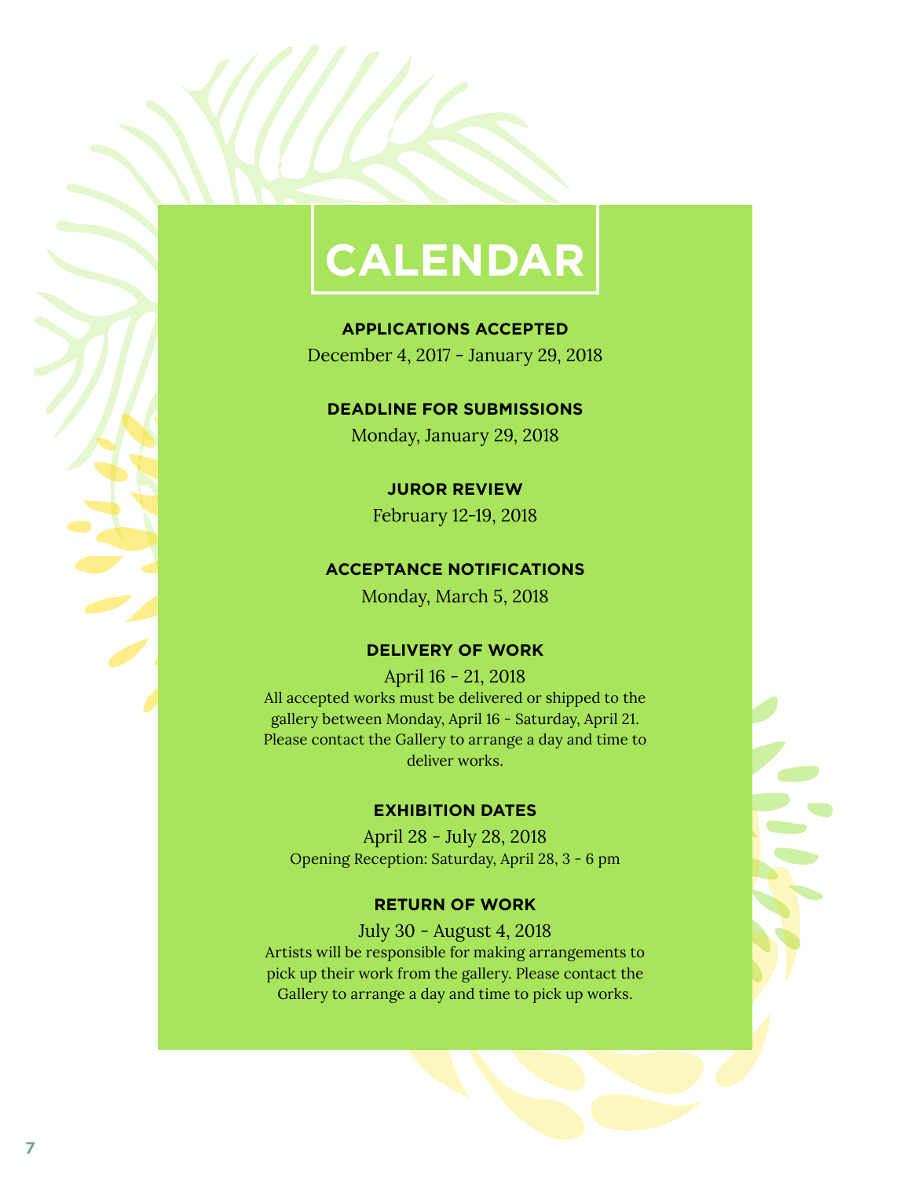# CALENDAR

**APPLICATIONS ACCEPTED**

December 4, 2017 - January 29, 2018

**DEADLINE FOR SUBMISSIONS**

Monday, January 29, 2018

**JUROR REVIEW**

February 12-19, 2018

**ACCEPTANCE NOTIFICATIONS**

Monday, March 5, 2018

**DELIVERY OF WORK**

April 16 - 21, 2018

All accepted works must be delivered or shipped to the gallery between Monday, April 16 - Saturday, April 21. Please contact the Gallery to arrange a day and time to deliver works.

**EXHIBITION DATES**

April 28 - July 28, 2018

Opening Reception: Saturday, April 28, 3 - 6 pm

**RETURN OF WORK**

July 30 - August 4, 2018

Artists will be responsible for making arrangements to pick up their work from the gallery. Please contact the Gallery to arrange a day and time to pick up works.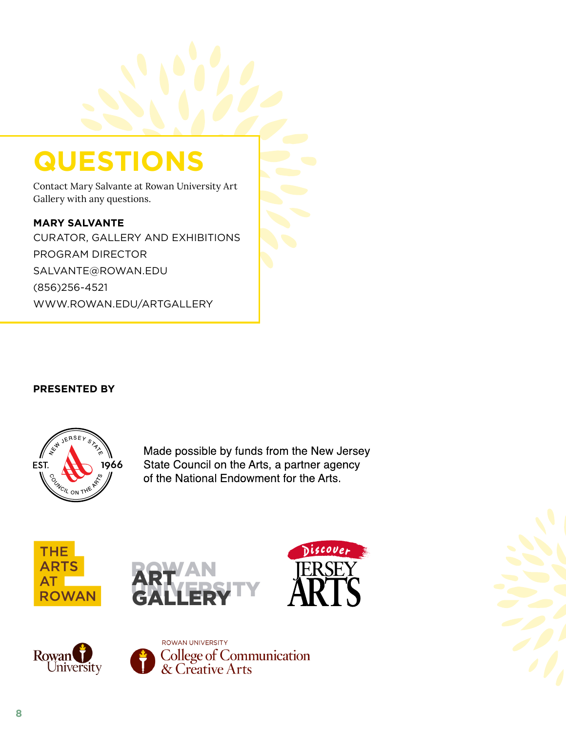# QUESTIONS

Contact Mary Salvante at Rowan University Art Gallery with any questions.

**MARY SALVANTE**
CURATOR, GALLERY AND EXHIBITIONS PROGRAM DIRECTOR
SALVANTE@ROWAN.EDU
(856)256-4521
WWW.ROWAN.EDU/ARTGALLERY

**PRESENTED BY**

Made possible by funds from the New Jersey State Council on the Arts, a partner agency of the National Endowment for the Arts.